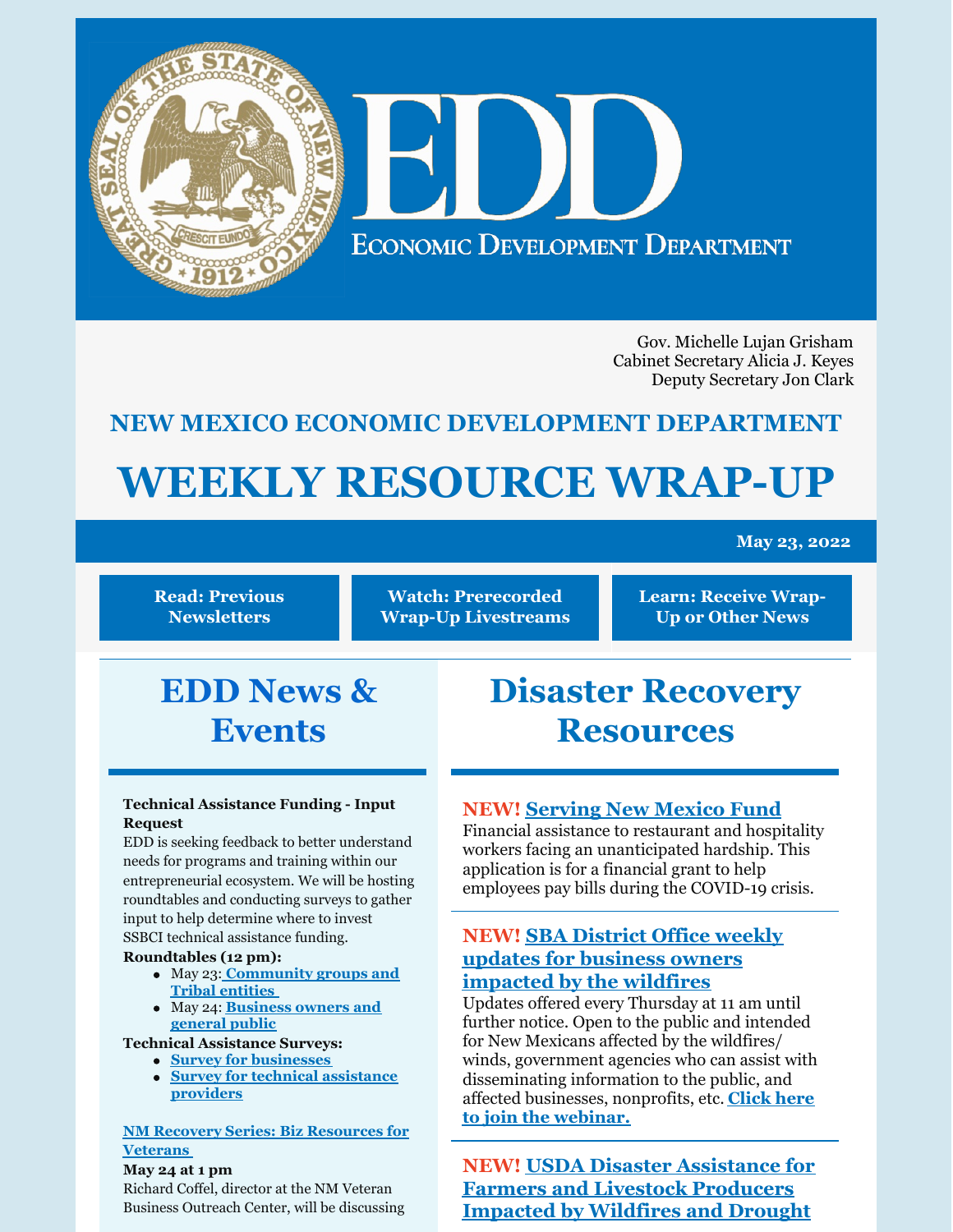# EDD

ECONOMIC DEVELOPMENT DEPARTMENT

Gov. Michelle Lujan Grisham
Cabinet Secretary Alicia J. Keyes
Deputy Secretary Jon Clark

## NEW MEXICO ECONOMIC DEVELOPMENT DEPARTMENT

# WEEKLY RESOURCE WRAP-UP

**May 23, 2022**

**Read: Previous Newsletters** | **Watch: Prerecorded Wrap-Up Livestreams** | **Learn: Receive Wrap-Up or Other News**

## EDD News & Events

**Technical Assistance Funding - Input Request**

EDD is seeking feedback to better understand needs for programs and training within our entrepreneurial ecosystem. We will be hosting roundtables and conducting surveys to gather input to help determine where to invest SSBCI technical assistance funding.

**Roundtables (12 pm):**

- May 23: **Community groups and Tribal entities**
- May 24: **Business owners and general public**

**Technical Assistance Surveys:**

- **Survey for businesses**
- **Survey for technical assistance providers**

**NM Recovery Series: Biz Resources for Veterans**

**May 24 at 1 pm**

Richard Coffel, director at the NM Veteran Business Outreach Center, will be discussing

## Disaster Recovery Resources

**NEW! Serving New Mexico Fund**

Financial assistance to restaurant and hospitality workers facing an unanticipated hardship. This application is for a financial grant to help employees pay bills during the COVID-19 crisis.

**NEW! SBA District Office weekly updates for business owners impacted by the wildfires**

Updates offered every Thursday at 11 am until further notice. Open to the public and intended for New Mexicans affected by the wildfires/ winds, government agencies who can assist with disseminating information to the public, and affected businesses, nonprofits, etc. **Click here to join the webinar.**

**NEW! USDA Disaster Assistance for Farmers and Livestock Producers Impacted by Wildfires and Drought**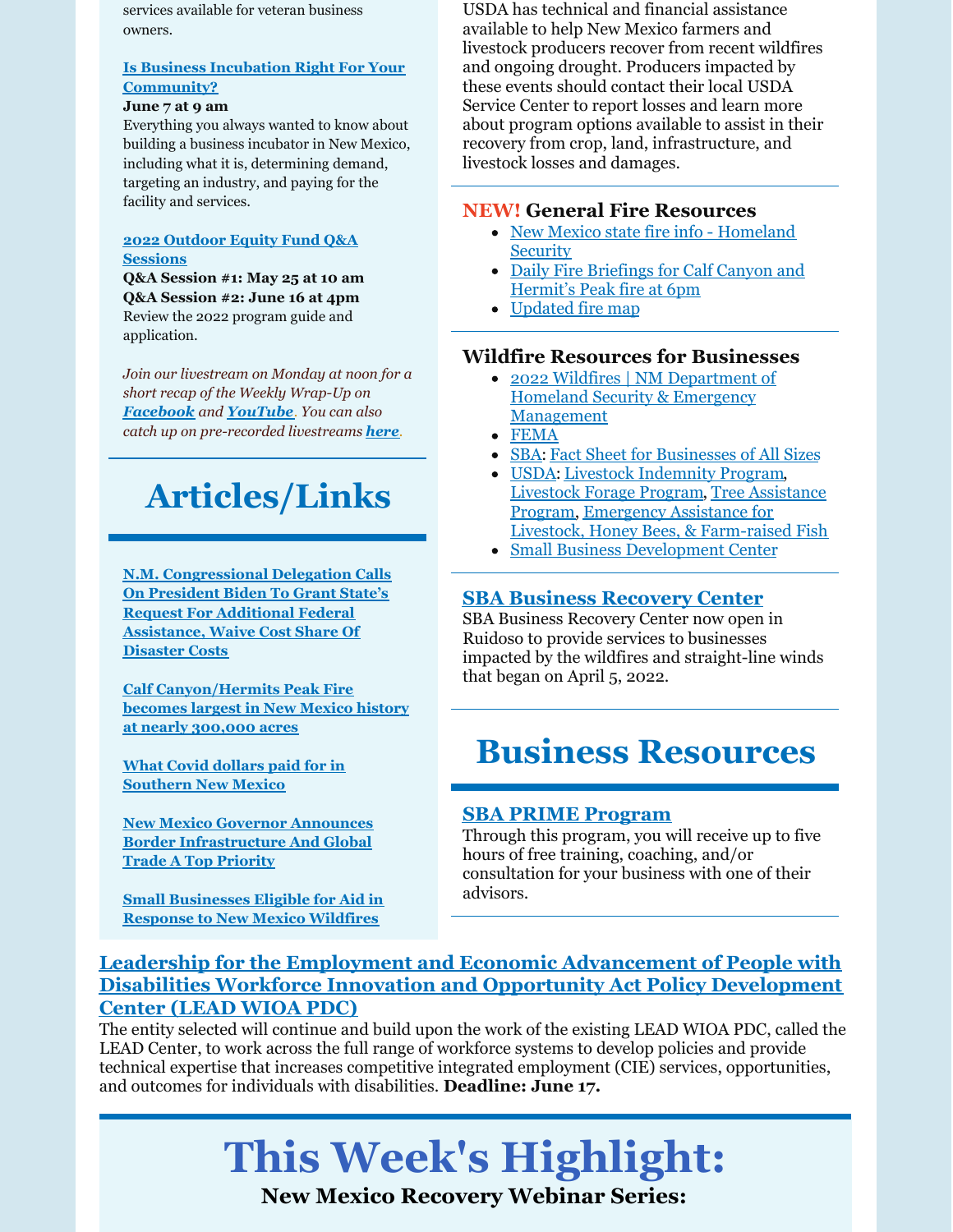services available for veteran business owners.

**Is Business Incubation Right For Your Community?**
**June 7 at 9 am**
Everything you always wanted to know about building a business incubator in New Mexico, including what it is, determining demand, targeting an industry, and paying for the facility and services.

**2022 Outdoor Equity Fund Q&A Sessions**
**Q&A Session #1: May 25 at 10 am**
**Q&A Session #2: June 16 at 4pm**
Review the 2022 program guide and application.

*Join our livestream on Monday at noon for a short recap of the Weekly Wrap-Up on **Facebook** and **YouTube**. You can also catch up on pre-recorded livestreams **here**.*

# Articles/Links

**N.M. Congressional Delegation Calls On President Biden To Grant State's Request For Additional Federal Assistance, Waive Cost Share Of Disaster Costs**

**Calf Canyon/Hermits Peak Fire becomes largest in New Mexico history at nearly 300,000 acres**

**What Covid dollars paid for in Southern New Mexico**

**New Mexico Governor Announces Border Infrastructure And Global Trade A Top Priority**

**Small Businesses Eligible for Aid in Response to New Mexico Wildfires**

USDA has technical and financial assistance available to help New Mexico farmers and livestock producers recover from recent wildfires and ongoing drought. Producers impacted by these events should contact their local USDA Service Center to report losses and learn more about program options available to assist in their recovery from crop, land, infrastructure, and livestock losses and damages.

### NEW! General Fire Resources

- New Mexico state fire info - Homeland Security
- Daily Fire Briefings for Calf Canyon and Hermit's Peak fire at 6pm
- Updated fire map

### Wildfire Resources for Businesses

- 2022 Wildfires | NM Department of Homeland Security & Emergency Management
- FEMA
- SBA: Fact Sheet for Businesses of All Sizes
- USDA: Livestock Indemnity Program, Livestock Forage Program, Tree Assistance Program, Emergency Assistance for Livestock, Honey Bees, & Farm-raised Fish
- Small Business Development Center

### SBA Business Recovery Center

SBA Business Recovery Center now open in Ruidoso to provide services to businesses impacted by the wildfires and straight-line winds that began on April 5, 2022.

# Business Resources

### SBA PRIME Program

Through this program, you will receive up to five hours of free training, coaching, and/or consultation for your business with one of their advisors.

### Leadership for the Employment and Economic Advancement of People with Disabilities Workforce Innovation and Opportunity Act Policy Development Center (LEAD WIOA PDC)

The entity selected will continue and build upon the work of the existing LEAD WIOA PDC, called the LEAD Center, to work across the full range of workforce systems to develop policies and provide technical expertise that increases competitive integrated employment (CIE) services, opportunities, and outcomes for individuals with disabilities. **Deadline: June 17.**

# This Week's Highlight:

**New Mexico Recovery Webinar Series:**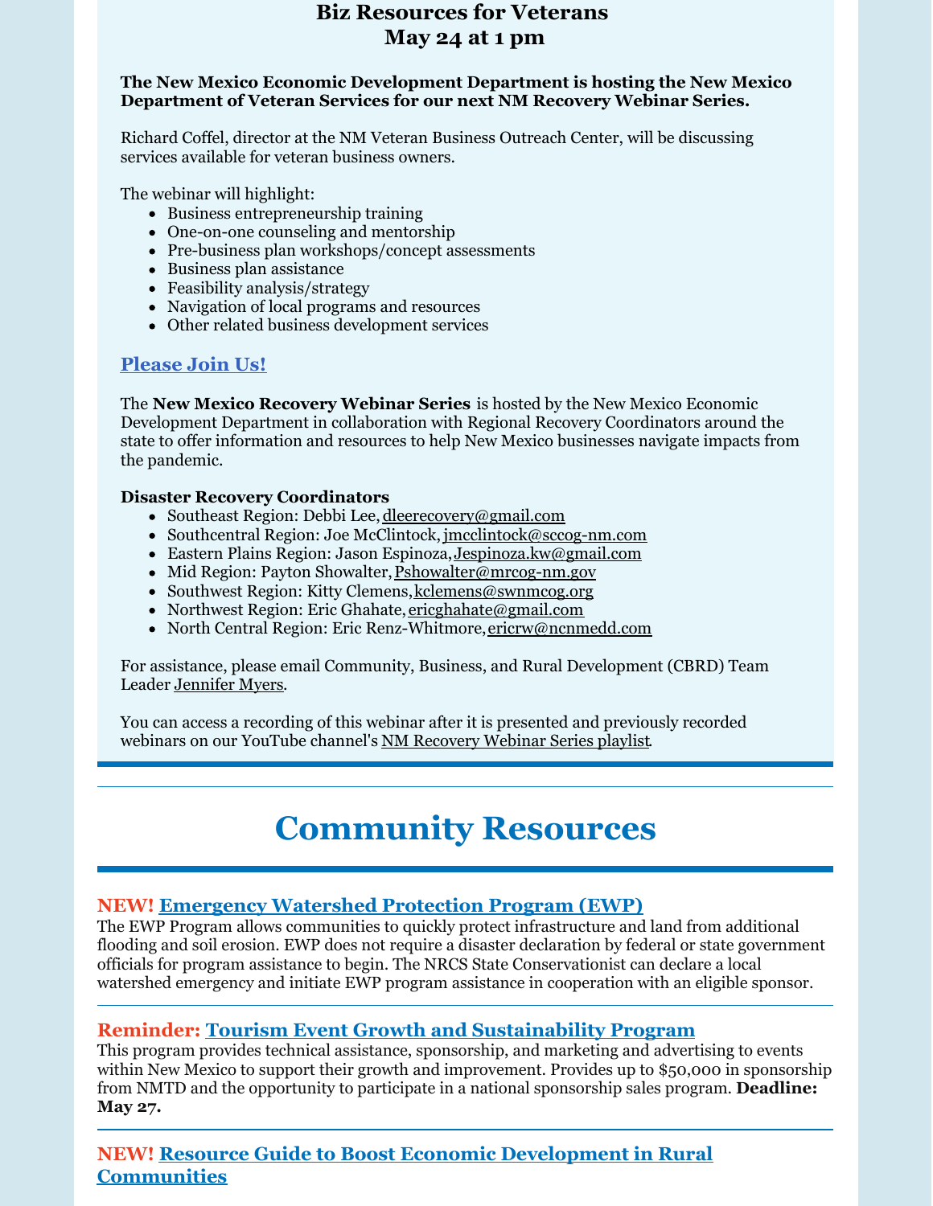## Biz Resources for Veterans
## May 24 at 1 pm

**The New Mexico Economic Development Department is hosting the New Mexico Department of Veteran Services for our next NM Recovery Webinar Series.**

Richard Coffel, director at the NM Veteran Business Outreach Center, will be discussing services available for veteran business owners.

The webinar will highlight:

- Business entrepreneurship training
- One-on-one counseling and mentorship
- Pre-business plan workshops/concept assessments
- Business plan assistance
- Feasibility analysis/strategy
- Navigation of local programs and resources
- Other related business development services

**Please Join Us!**

The **New Mexico Recovery Webinar Series** is hosted by the New Mexico Economic Development Department in collaboration with Regional Recovery Coordinators around the state to offer information and resources to help New Mexico businesses navigate impacts from the pandemic.

**Disaster Recovery Coordinators**

- Southeast Region: Debbi Lee, dleerecovery@gmail.com
- Southcentral Region: Joe McClintock, jmcclintock@sccog-nm.com
- Eastern Plains Region: Jason Espinoza, Jespinoza.kw@gmail.com
- Mid Region: Payton Showalter, Pshowalter@mrcog-nm.gov
- Southwest Region: Kitty Clemens, kclemens@swnmcog.org
- Northwest Region: Eric Ghahate, ericghahate@gmail.com
- North Central Region: Eric Renz-Whitmore, ericrw@ncnmedd.com

For assistance, please email Community, Business, and Rural Development (CBRD) Team Leader Jennifer Myers.

You can access a recording of this webinar after it is presented and previously recorded webinars on our YouTube channel's NM Recovery Webinar Series playlist.

# Community Resources

### NEW! Emergency Watershed Protection Program (EWP)

The EWP Program allows communities to quickly protect infrastructure and land from additional flooding and soil erosion. EWP does not require a disaster declaration by federal or state government officials for program assistance to begin. The NRCS State Conservationist can declare a local watershed emergency and initiate EWP program assistance in cooperation with an eligible sponsor.

### Reminder: Tourism Event Growth and Sustainability Program

This program provides technical assistance, sponsorship, and marketing and advertising to events within New Mexico to support their growth and improvement. Provides up to $50,000 in sponsorship from NMTD and the opportunity to participate in a national sponsorship sales program. **Deadline: May 27.**

### NEW! Resource Guide to Boost Economic Development in Rural Communities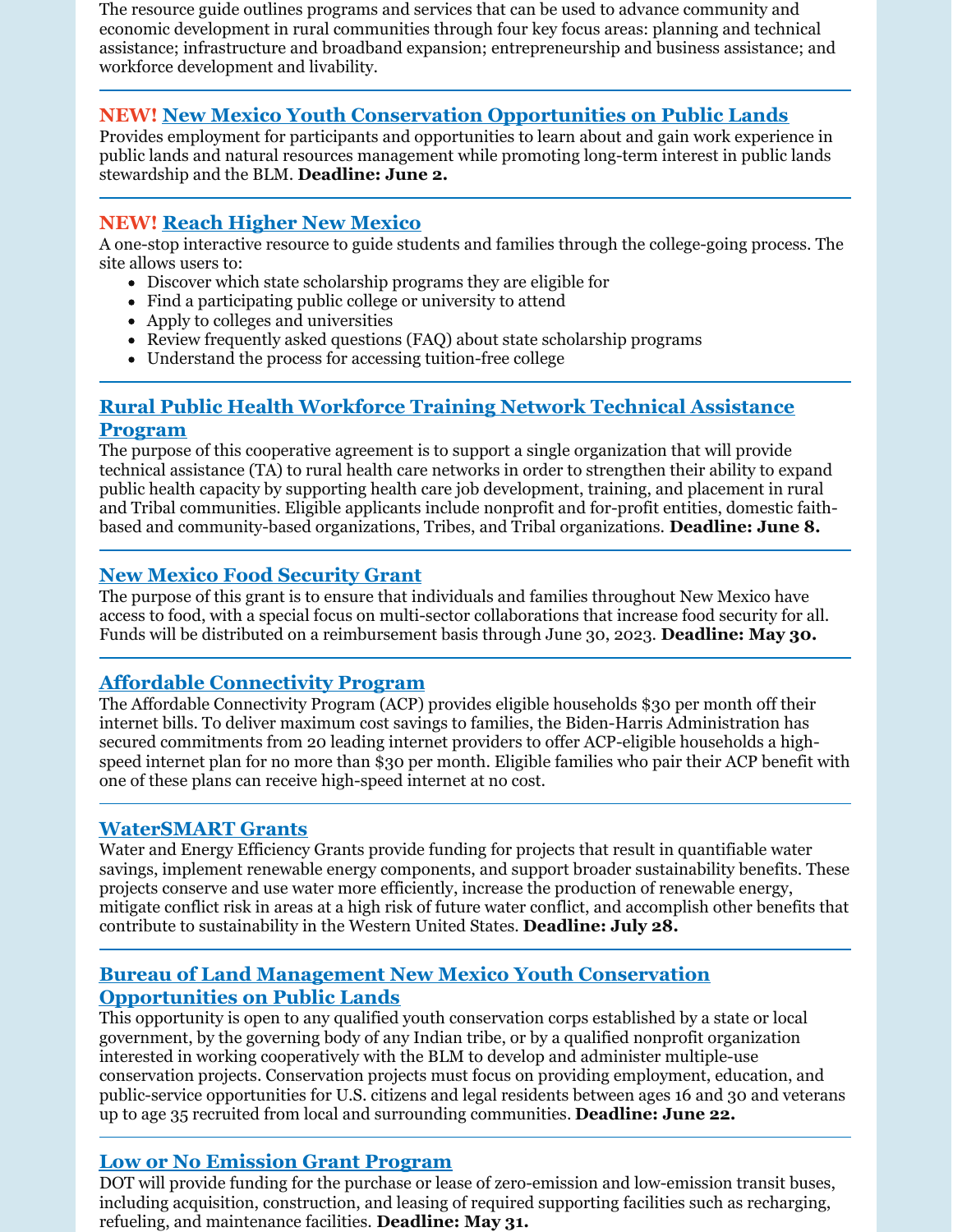The resource guide outlines programs and services that can be used to advance community and economic development in rural communities through four key focus areas: planning and technical assistance; infrastructure and broadband expansion; entrepreneurship and business assistance; and workforce development and livability.

---

### NEW! New Mexico Youth Conservation Opportunities on Public Lands

Provides employment for participants and opportunities to learn about and gain work experience in public lands and natural resources management while promoting long-term interest in public lands stewardship and the BLM. **Deadline: June 2.**

---

### NEW! Reach Higher New Mexico

A one-stop interactive resource to guide students and families through the college-going process. The site allows users to:

- Discover which state scholarship programs they are eligible for
- Find a participating public college or university to attend
- Apply to colleges and universities
- Review frequently asked questions (FAQ) about state scholarship programs
- Understand the process for accessing tuition-free college

---

### Rural Public Health Workforce Training Network Technical Assistance Program

The purpose of this cooperative agreement is to support a single organization that will provide technical assistance (TA) to rural health care networks in order to strengthen their ability to expand public health capacity by supporting health care job development, training, and placement in rural and Tribal communities. Eligible applicants include nonprofit and for-profit entities, domestic faith-based and community-based organizations, Tribes, and Tribal organizations. **Deadline: June 8.**

---

### New Mexico Food Security Grant

The purpose of this grant is to ensure that individuals and families throughout New Mexico have access to food, with a special focus on multi-sector collaborations that increase food security for all. Funds will be distributed on a reimbursement basis through June 30, 2023. **Deadline: May 30.**

---

### Affordable Connectivity Program

The Affordable Connectivity Program (ACP) provides eligible households $30 per month off their internet bills. To deliver maximum cost savings to families, the Biden-Harris Administration has secured commitments from 20 leading internet providers to offer ACP-eligible households a high-speed internet plan for no more than $30 per month. Eligible families who pair their ACP benefit with one of these plans can receive high-speed internet at no cost.

---

### WaterSMART Grants

Water and Energy Efficiency Grants provide funding for projects that result in quantifiable water savings, implement renewable energy components, and support broader sustainability benefits. These projects conserve and use water more efficiently, increase the production of renewable energy, mitigate conflict risk in areas at a high risk of future water conflict, and accomplish other benefits that contribute to sustainability in the Western United States. **Deadline: July 28.**

---

### Bureau of Land Management New Mexico Youth Conservation Opportunities on Public Lands

This opportunity is open to any qualified youth conservation corps established by a state or local government, by the governing body of any Indian tribe, or by a qualified nonprofit organization interested in working cooperatively with the BLM to develop and administer multiple-use conservation projects. Conservation projects must focus on providing employment, education, and public-service opportunities for U.S. citizens and legal residents between ages 16 and 30 and veterans up to age 35 recruited from local and surrounding communities. **Deadline: June 22.**

---

### Low or No Emission Grant Program

DOT will provide funding for the purchase or lease of zero-emission and low-emission transit buses, including acquisition, construction, and leasing of required supporting facilities such as recharging, refueling, and maintenance facilities. **Deadline: May 31.**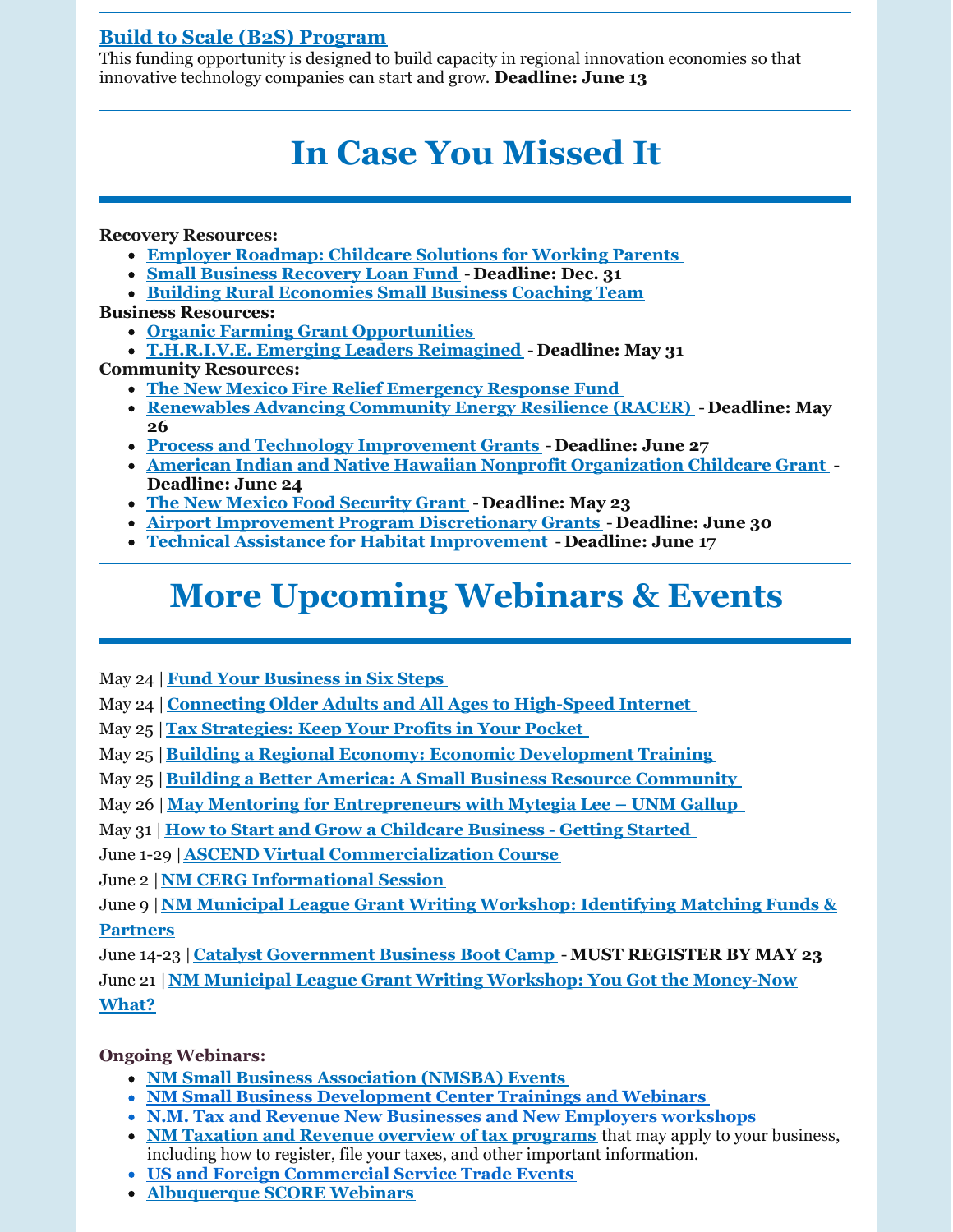**Build to Scale (B2S) Program**

This funding opportunity is designed to build capacity in regional innovation economies so that innovative technology companies can start and grow. **Deadline: June 13**

---

# In Case You Missed It

**Recovery Resources:**

- **Employer Roadmap: Childcare Solutions for Working Parents**
- **Small Business Recovery Loan Fund** - **Deadline: Dec. 31**
- **Building Rural Economies Small Business Coaching Team**

**Business Resources:**

- **Organic Farming Grant Opportunities**
- **T.H.R.I.V.E. Emerging Leaders Reimagined** - **Deadline: May 31**

**Community Resources:**

- **The New Mexico Fire Relief Emergency Response Fund**
- **Renewables Advancing Community Energy Resilience (RACER)** - **Deadline: May 26**
- **Process and Technology Improvement Grants** - **Deadline: June 27**
- **American Indian and Native Hawaiian Nonprofit Organization Childcare Grant** - **Deadline: June 24**
- **The New Mexico Food Security Grant** - **Deadline: May 23**
- **Airport Improvement Program Discretionary Grants** - **Deadline: June 30**
- **Technical Assistance for Habitat Improvement** - **Deadline: June 17**

---

# More Upcoming Webinars & Events

May 24 | **Fund Your Business in Six Steps**

May 24 | **Connecting Older Adults and All Ages to High-Speed Internet**

May 25 | **Tax Strategies: Keep Your Profits in Your Pocket**

May 25 | **Building a Regional Economy: Economic Development Training**

May 25 | **Building a Better America: A Small Business Resource Community**

May 26 | **May Mentoring for Entrepreneurs with Mytegia Lee – UNM Gallup**

May 31 | **How to Start and Grow a Childcare Business - Getting Started**

June 1-29 | **ASCEND Virtual Commercialization Course**

June 2 | **NM CERG Informational Session**

June 9 | **NM Municipal League Grant Writing Workshop: Identifying Matching Funds & Partners**

June 14-23 | **Catalyst Government Business Boot Camp** - **MUST REGISTER BY MAY 23**

June 21 | **NM Municipal League Grant Writing Workshop: You Got the Money-Now What?**

**Ongoing Webinars:**

- **NM Small Business Association (NMSBA) Events**
- **NM Small Business Development Center Trainings and Webinars**
- **N.M. Tax and Revenue New Businesses and New Employers workshops**
- **NM Taxation and Revenue overview of tax programs** that may apply to your business, including how to register, file your taxes, and other important information.
- **US and Foreign Commercial Service Trade Events**
- **Albuquerque SCORE Webinars**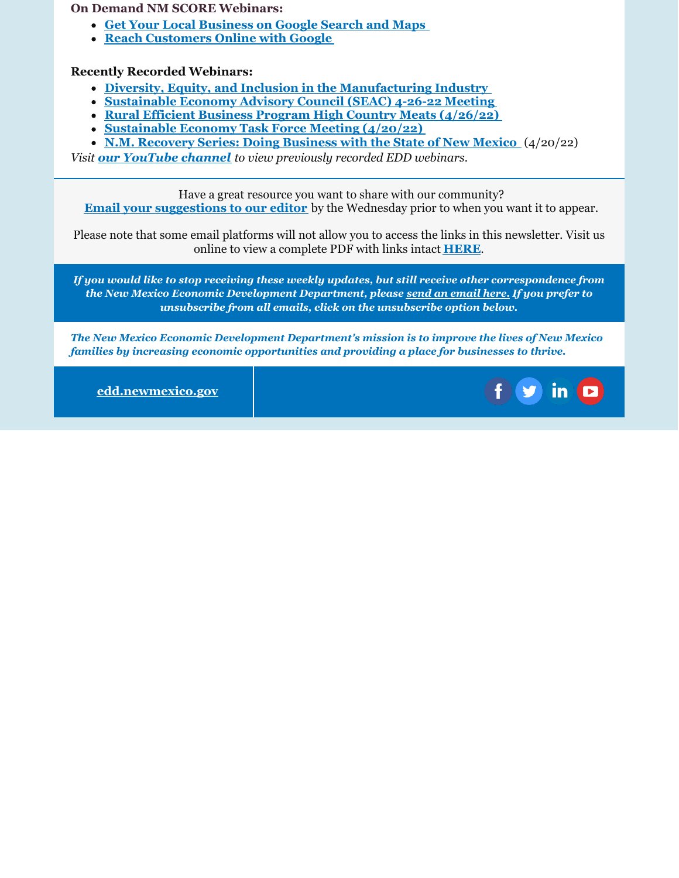**On Demand NM SCORE Webinars:**

- **Get Your Local Business on Google Search and Maps**
- **Reach Customers Online with Google**

**Recently Recorded Webinars:**

- **Diversity, Equity, and Inclusion in the Manufacturing Industry**
- **Sustainable Economy Advisory Council (SEAC) 4-26-22 Meeting**
- **Rural Efficient Business Program High Country Meats (4/26/22)**
- **Sustainable Economy Task Force Meeting (4/20/22)**
- **N.M. Recovery Series: Doing Business with the State of New Mexico** (4/20/22)

*Visit **our YouTube channel** to view previously recorded EDD webinars.*

Have a great resource you want to share with our community?
**Email your suggestions to our editor** by the Wednesday prior to when you want it to appear.

Please note that some email platforms will not allow you to access the links in this newsletter. Visit us online to view a complete PDF with links intact **HERE**.

***If you would like to stop receiving these weekly updates, but still receive other correspondence from the New Mexico Economic Development Department, please send an email here. If you prefer to unsubscribe from all emails, click on the unsubscribe option below.***

***The New Mexico Economic Development Department's mission is to improve the lives of New Mexico families by increasing economic opportunities and providing a place for businesses to thrive.***

**edd.newmexico.gov**